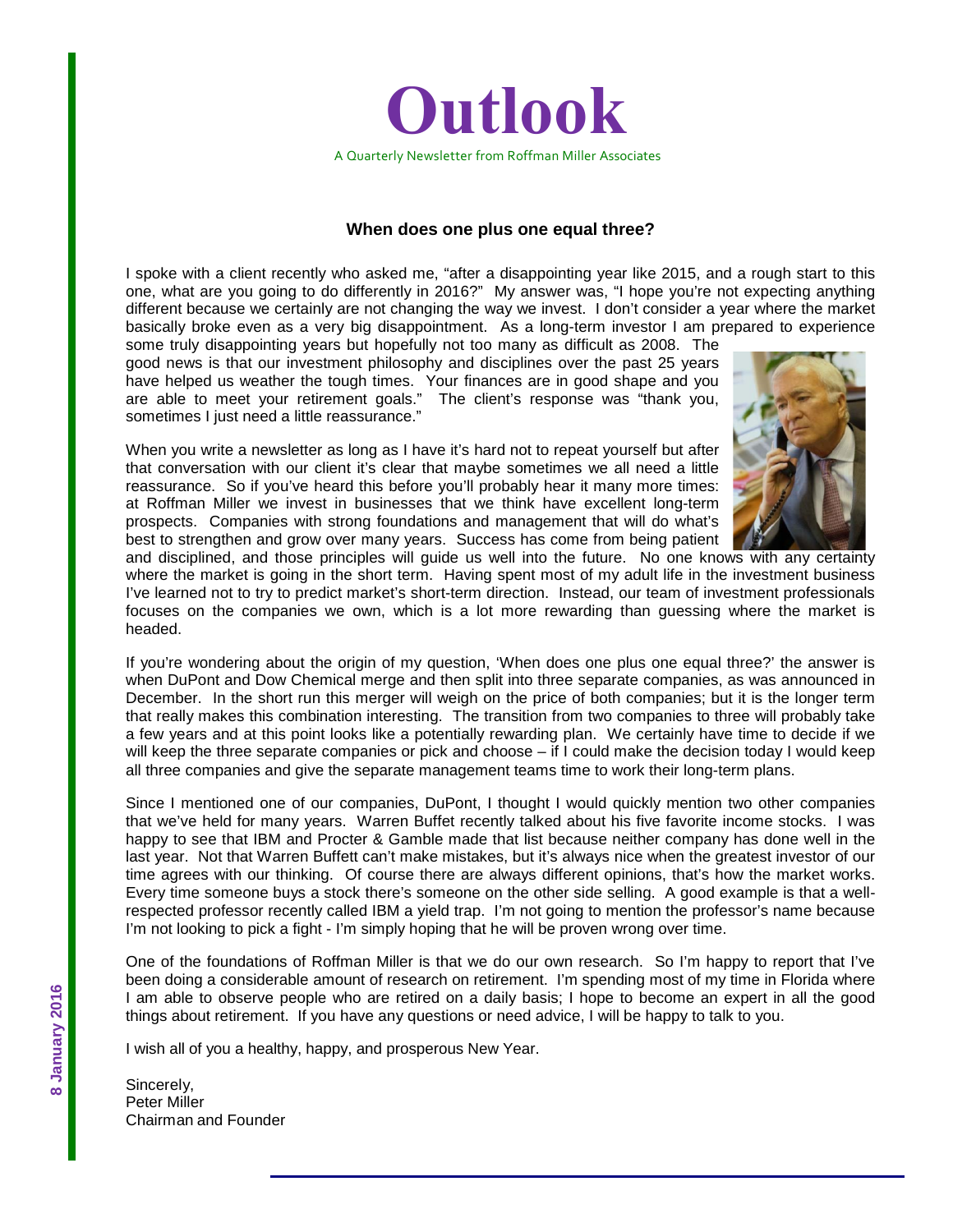# Outlook

A Quarterly Newsletter from Roffman Miller Associates

8 January 2016

### When does one plus one equal three?

I spoke with a client recently who asked me, "after a disappointing year like 2015, and a rough start to this one, what are you going to do differently in 2016?" My answer was, "I hope you're not expecting anything different because we certainly are not changing the way we invest. I don't consider a year where the market basically broke even as a very big disappointment. As a long-term investor I am prepared to experience some truly disappointing years but hopefully not too many as difficult as 2008. The good news is that our investment philosophy and disciplines over the past 25 years have helped us weather the tough times. Your finances are in good shape and you are able to meet your retirement goals." The client's response was "thank you, sometimes I just need a little reassurance."

When you write a newsletter as long as I have it's hard not to repeat yourself but after that conversation with our client it's clear that maybe sometimes we all need a little reassurance. So if you've heard this before you'll probably hear it many more times: at Roffman Miller we invest in businesses that we think have excellent long-term prospects. Companies with strong foundations and management that will do what's best to strengthen and grow over many years. Success has come from being patient and disciplined, and those principles will guide us well into the future. No one knows with any certainty where the market is going in the short term. Having spent most of my adult life in the investment business I've learned not to try to predict market's short-term direction. Instead, our team of investment professionals focuses on the companies we own, which is a lot more rewarding than guessing where the market is headed.

If you're wondering about the origin of my question, 'When does one plus one equal three?' the answer is when DuPont and Dow Chemical merge and then split into three separate companies, as was announced in December. In the short run this merger will weigh on the price of both companies; but it is the longer term that really makes this combination interesting. The transition from two companies to three will probably take a few years and at this point looks like a potentially rewarding plan. We certainly have time to decide if we will keep the three separate companies or pick and choose – if I could make the decision today I would keep all three companies and give the separate management teams time to work their long-term plans.

Since I mentioned one of our companies, DuPont, I thought I would quickly mention two other companies that we've held for many years. Warren Buffet recently talked about his five favorite income stocks. I was happy to see that IBM and Procter & Gamble made that list because neither company has done well in the last year. Not that Warren Buffett can't make mistakes, but it's always nice when the greatest investor of our time agrees with our thinking. Of course there are always different opinions, that's how the market works. Every time someone buys a stock there's someone on the other side selling. A good example is that a well-respected professor recently called IBM a yield trap. I'm not going to mention the professor's name because I'm not looking to pick a fight - I'm simply hoping that he will be proven wrong over time.

One of the foundations of Roffman Miller is that we do our own research. So I'm happy to report that I've been doing a considerable amount of research on retirement. I'm spending most of my time in Florida where I am able to observe people who are retired on a daily basis; I hope to become an expert in all the good things about retirement. If you have any questions or need advice, I will be happy to talk to you.

I wish all of you a healthy, happy, and prosperous New Year.

Sincerely,
Peter Miller
Chairman and Founder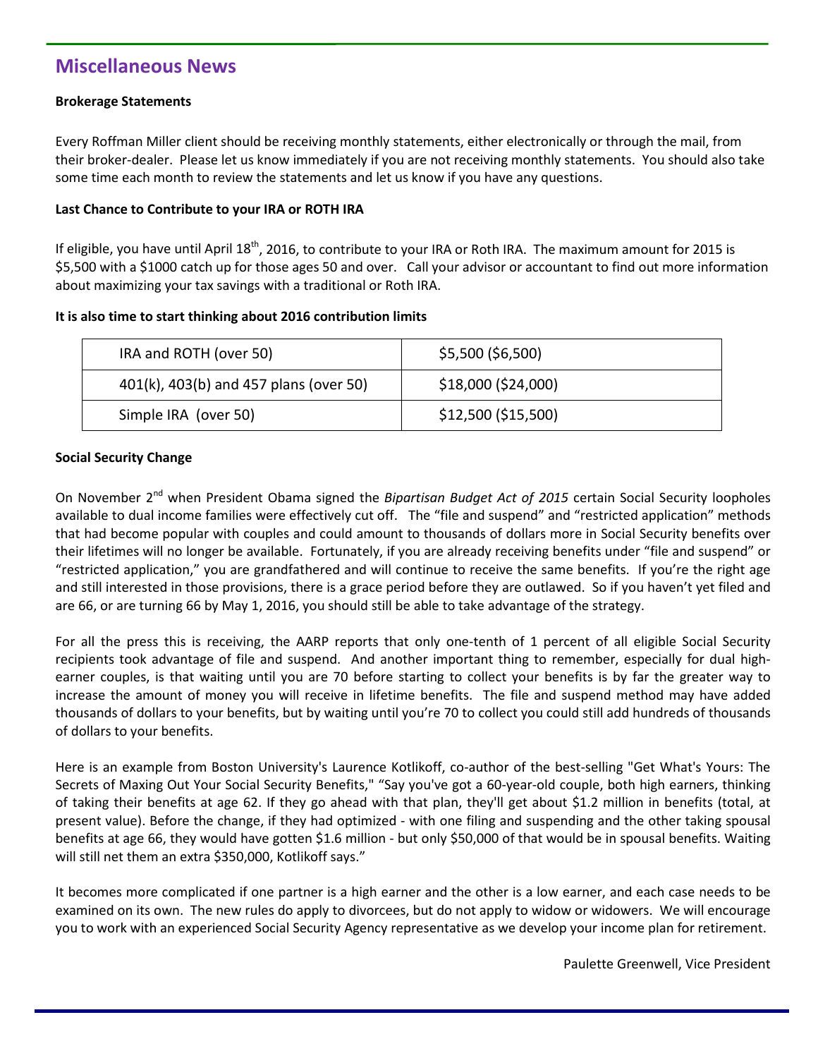## Miscellaneous News

**Brokerage Statements**

Every Roffman Miller client should be receiving monthly statements, either electronically or through the mail, from their broker-dealer. Please let us know immediately if you are not receiving monthly statements. You should also take some time each month to review the statements and let us know if you have any questions.

**Last Chance to Contribute to your IRA or ROTH IRA**

If eligible, you have until April 18th, 2016, to contribute to your IRA or Roth IRA. The maximum amount for 2015 is $5,500 with a $1000 catch up for those ages 50 and over. Call your advisor or accountant to find out more information about maximizing your tax savings with a traditional or Roth IRA.

**It is also time to start thinking about 2016 contribution limits**

| IRA and ROTH (over 50) | $5,500 ($6,500) |
|---|---|
| 401(k), 403(b) and 457 plans (over 50) | $18,000 ($24,000) |
| Simple IRA (over 50) | $12,500 ($15,500) |

**Social Security Change**

On November 2nd when President Obama signed the *Bipartisan Budget Act of 2015* certain Social Security loopholes available to dual income families were effectively cut off. The "file and suspend" and "restricted application" methods that had become popular with couples and could amount to thousands of dollars more in Social Security benefits over their lifetimes will no longer be available. Fortunately, if you are already receiving benefits under "file and suspend" or "restricted application," you are grandfathered and will continue to receive the same benefits. If you're the right age and still interested in those provisions, there is a grace period before they are outlawed. So if you haven't yet filed and are 66, or are turning 66 by May 1, 2016, you should still be able to take advantage of the strategy.

For all the press this is receiving, the AARP reports that only one-tenth of 1 percent of all eligible Social Security recipients took advantage of file and suspend. And another important thing to remember, especially for dual high-earner couples, is that waiting until you are 70 before starting to collect your benefits is by far the greater way to increase the amount of money you will receive in lifetime benefits. The file and suspend method may have added thousands of dollars to your benefits, but by waiting until you're 70 to collect you could still add hundreds of thousands of dollars to your benefits.

Here is an example from Boston University's Laurence Kotlikoff, co-author of the best-selling "Get What's Yours: The Secrets of Maxing Out Your Social Security Benefits," "Say you've got a 60-year-old couple, both high earners, thinking of taking their benefits at age 62. If they go ahead with that plan, they'll get about $1.2 million in benefits (total, at present value). Before the change, if they had optimized - with one filing and suspending and the other taking spousal benefits at age 66, they would have gotten $1.6 million - but only $50,000 of that would be in spousal benefits. Waiting will still net them an extra $350,000, Kotlikoff says."

It becomes more complicated if one partner is a high earner and the other is a low earner, and each case needs to be examined on its own. The new rules do apply to divorcees, but do not apply to widow or widowers. We will encourage you to work with an experienced Social Security Agency representative as we develop your income plan for retirement.

Paulette Greenwell, Vice President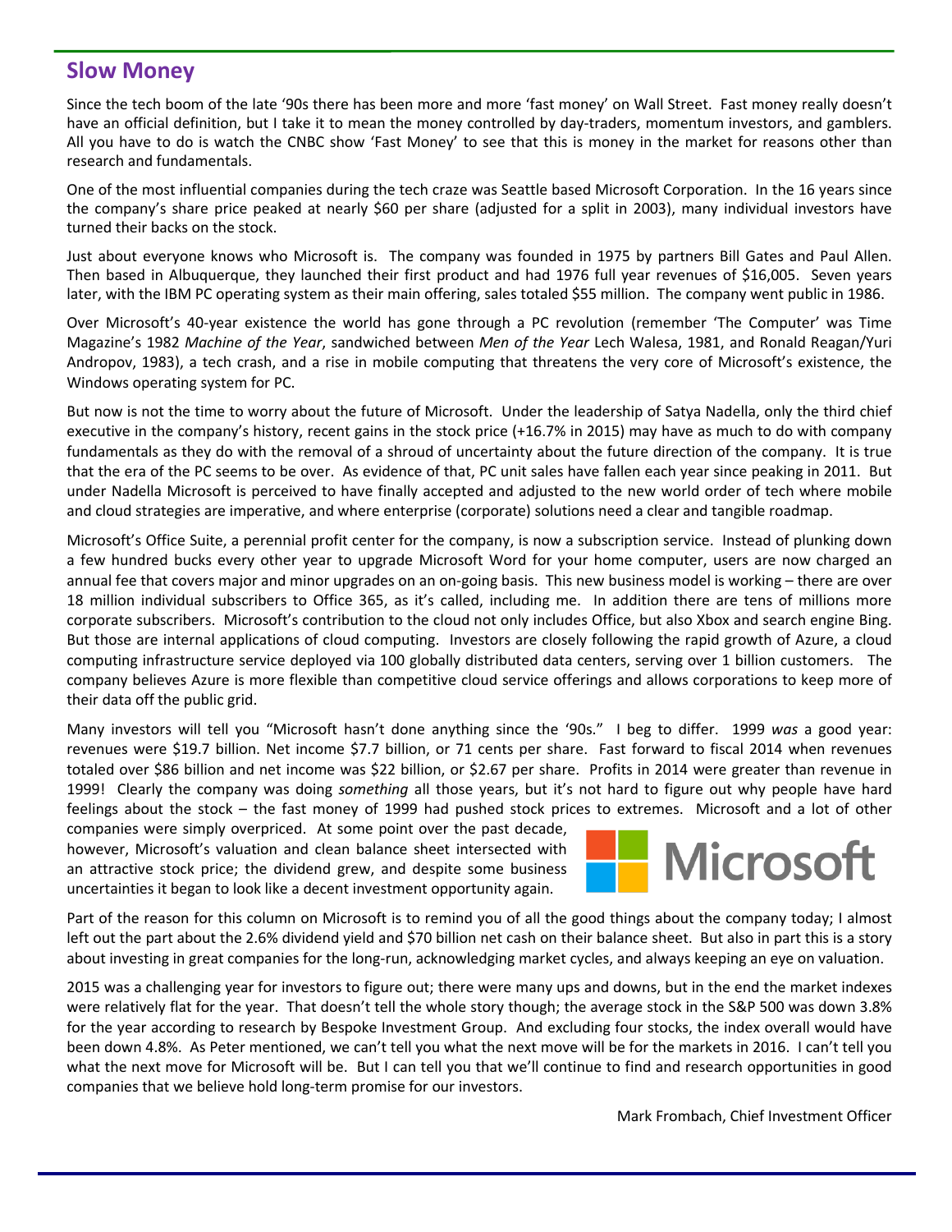## Slow Money

Since the tech boom of the late '90s there has been more and more 'fast money' on Wall Street. Fast money really doesn't have an official definition, but I take it to mean the money controlled by day-traders, momentum investors, and gamblers. All you have to do is watch the CNBC show 'Fast Money' to see that this is money in the market for reasons other than research and fundamentals.

One of the most influential companies during the tech craze was Seattle based Microsoft Corporation. In the 16 years since the company's share price peaked at nearly $60 per share (adjusted for a split in 2003), many individual investors have turned their backs on the stock.

Just about everyone knows who Microsoft is. The company was founded in 1975 by partners Bill Gates and Paul Allen. Then based in Albuquerque, they launched their first product and had 1976 full year revenues of $16,005. Seven years later, with the IBM PC operating system as their main offering, sales totaled $55 million. The company went public in 1986.

Over Microsoft's 40-year existence the world has gone through a PC revolution (remember 'The Computer' was Time Magazine's 1982 *Machine of the Year*, sandwiched between *Men of the Year* Lech Walesa, 1981, and Ronald Reagan/Yuri Andropov, 1983), a tech crash, and a rise in mobile computing that threatens the very core of Microsoft's existence, the Windows operating system for PC.

But now is not the time to worry about the future of Microsoft. Under the leadership of Satya Nadella, only the third chief executive in the company's history, recent gains in the stock price (+16.7% in 2015) may have as much to do with company fundamentals as they do with the removal of a shroud of uncertainty about the future direction of the company. It is true that the era of the PC seems to be over. As evidence of that, PC unit sales have fallen each year since peaking in 2011. But under Nadella Microsoft is perceived to have finally accepted and adjusted to the new world order of tech where mobile and cloud strategies are imperative, and where enterprise (corporate) solutions need a clear and tangible roadmap.

Microsoft's Office Suite, a perennial profit center for the company, is now a subscription service. Instead of plunking down a few hundred bucks every other year to upgrade Microsoft Word for your home computer, users are now charged an annual fee that covers major and minor upgrades on an on-going basis. This new business model is working – there are over 18 million individual subscribers to Office 365, as it's called, including me. In addition there are tens of millions more corporate subscribers. Microsoft's contribution to the cloud not only includes Office, but also Xbox and search engine Bing. But those are internal applications of cloud computing. Investors are closely following the rapid growth of Azure, a cloud computing infrastructure service deployed via 100 globally distributed data centers, serving over 1 billion customers. The company believes Azure is more flexible than competitive cloud service offerings and allows corporations to keep more of their data off the public grid.

Many investors will tell you "Microsoft hasn't done anything since the '90s." I beg to differ. 1999 *was* a good year: revenues were $19.7 billion. Net income $7.7 billion, or 71 cents per share. Fast forward to fiscal 2014 when revenues totaled over $86 billion and net income was $22 billion, or $2.67 per share. Profits in 2014 were greater than revenue in 1999! Clearly the company was doing *something* all those years, but it's not hard to figure out why people have hard feelings about the stock – the fast money of 1999 had pushed stock prices to extremes. Microsoft and a lot of other companies were simply overpriced. At some point over the past decade, however, Microsoft's valuation and clean balance sheet intersected with an attractive stock price; the dividend grew, and despite some business uncertainties it began to look like a decent investment opportunity again.

Part of the reason for this column on Microsoft is to remind you of all the good things about the company today; I almost left out the part about the 2.6% dividend yield and $70 billion net cash on their balance sheet. But also in part this is a story about investing in great companies for the long-run, acknowledging market cycles, and always keeping an eye on valuation.

2015 was a challenging year for investors to figure out; there were many ups and downs, but in the end the market indexes were relatively flat for the year. That doesn't tell the whole story though; the average stock in the S&P 500 was down 3.8% for the year according to research by Bespoke Investment Group. And excluding four stocks, the index overall would have been down 4.8%. As Peter mentioned, we can't tell you what the next move will be for the markets in 2016. I can't tell you what the next move for Microsoft will be. But I can tell you that we'll continue to find and research opportunities in good companies that we believe hold long-term promise for our investors.

Mark Frombach, Chief Investment Officer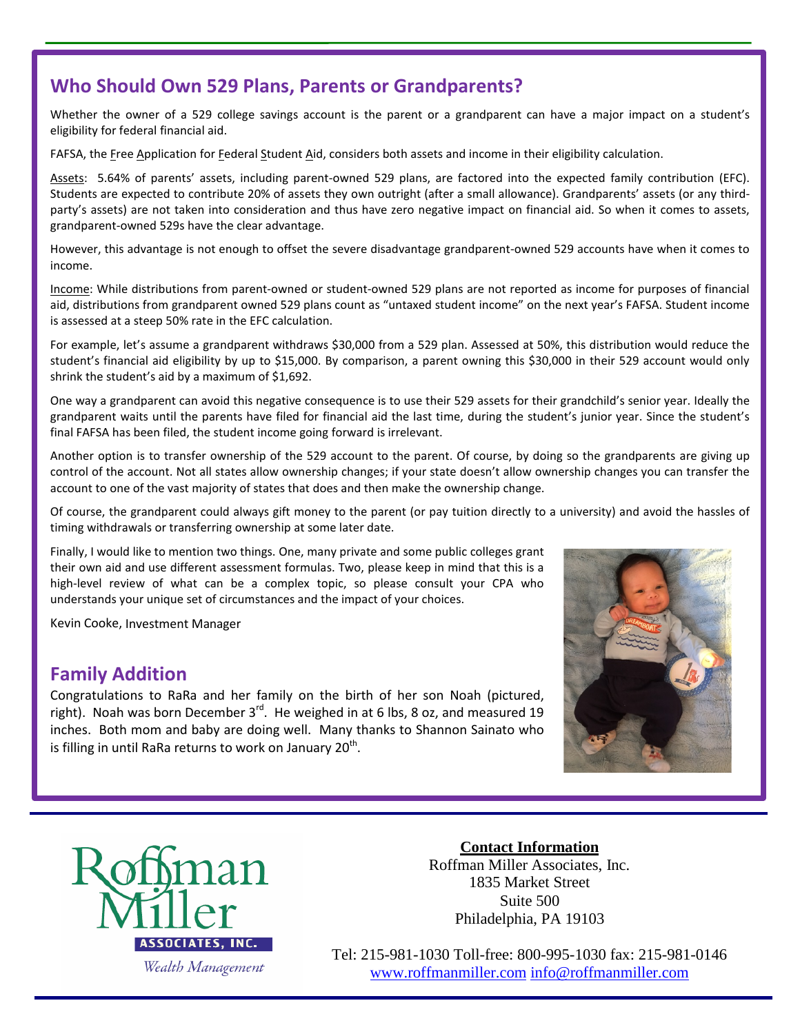## Who Should Own 529 Plans, Parents or Grandparents?

Whether the owner of a 529 college savings account is the parent or a grandparent can have a major impact on a student's eligibility for federal financial aid.

FAFSA, the Free Application for Federal Student Aid, considers both assets and income in their eligibility calculation.

Assets: 5.64% of parents' assets, including parent-owned 529 plans, are factored into the expected family contribution (EFC). Students are expected to contribute 20% of assets they own outright (after a small allowance). Grandparents' assets (or any third-party's assets) are not taken into consideration and thus have zero negative impact on financial aid. So when it comes to assets, grandparent-owned 529s have the clear advantage.

However, this advantage is not enough to offset the severe disadvantage grandparent-owned 529 accounts have when it comes to income.

Income: While distributions from parent-owned or student-owned 529 plans are not reported as income for purposes of financial aid, distributions from grandparent owned 529 plans count as "untaxed student income" on the next year's FAFSA. Student income is assessed at a steep 50% rate in the EFC calculation.

For example, let's assume a grandparent withdraws $30,000 from a 529 plan. Assessed at 50%, this distribution would reduce the student's financial aid eligibility by up to $15,000. By comparison, a parent owning this $30,000 in their 529 account would only shrink the student's aid by a maximum of $1,692.

One way a grandparent can avoid this negative consequence is to use their 529 assets for their grandchild's senior year. Ideally the grandparent waits until the parents have filed for financial aid the last time, during the student's junior year. Since the student's final FAFSA has been filed, the student income going forward is irrelevant.

Another option is to transfer ownership of the 529 account to the parent. Of course, by doing so the grandparents are giving up control of the account. Not all states allow ownership changes; if your state doesn't allow ownership changes you can transfer the account to one of the vast majority of states that does and then make the ownership change.

Of course, the grandparent could always gift money to the parent (or pay tuition directly to a university) and avoid the hassles of timing withdrawals or transferring ownership at some later date.

Finally, I would like to mention two things. One, many private and some public colleges grant their own aid and use different assessment formulas. Two, please keep in mind that this is a high-level review of what can be a complex topic, so please consult your CPA who understands your unique set of circumstances and the impact of your choices.

Kevin Cooke, Investment Manager

## Family Addition

Congratulations to RaRa and her family on the birth of her son Noah (pictured, right). Noah was born December 3rd. He weighed in at 6 lbs, 8 oz, and measured 19 inches. Both mom and baby are doing well. Many thanks to Shannon Sainato who is filling in until RaRa returns to work on January 20th.

Roffman Miller Associates, Inc.
Wealth Management

**Contact Information**

Roffman Miller Associates, Inc.
1835 Market Street
Suite 500
Philadelphia, PA 19103

Tel: 215-981-1030 Toll-free: 800-995-1030 fax: 215-981-0146
www.roffmanmiller.com info@roffmanmiller.com